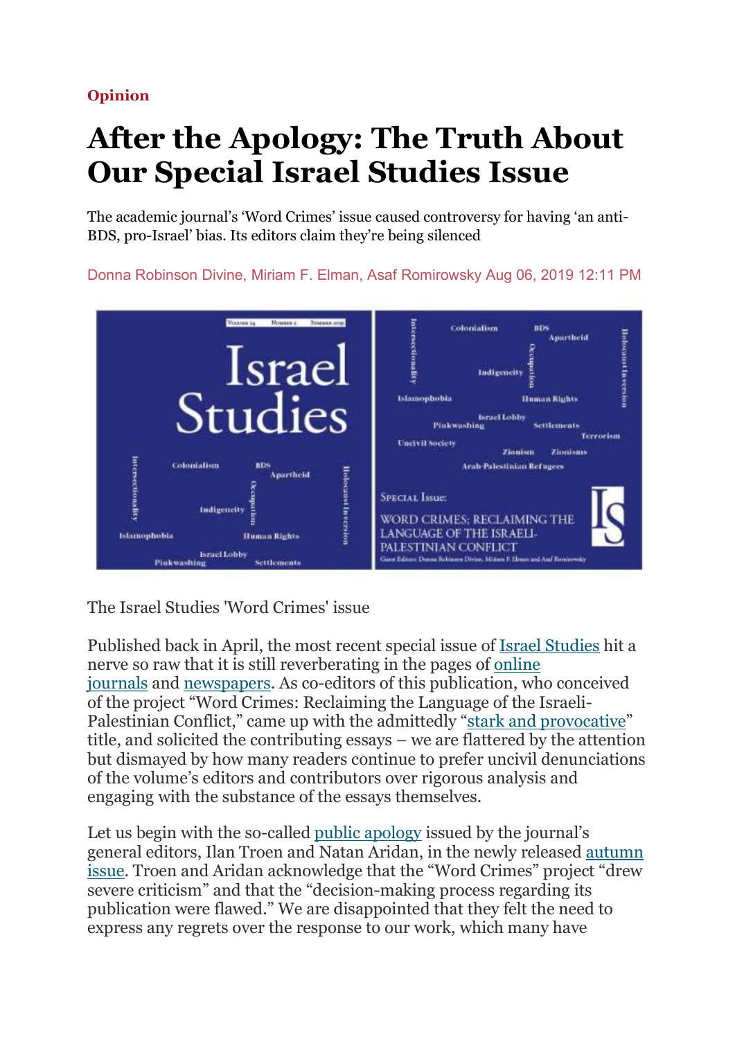**Opinion**

# After the Apology: The Truth About Our Special Israel Studies Issue

The academic journal's 'Word Crimes' issue caused controversy for having 'an anti-BDS, pro-Israel' bias. Its editors claim they're being silenced

Donna Robinson Divine, Miriam F. Elman, Asaf Romirowsky Aug 06, 2019 12:11 PM

The Israel Studies 'Word Crimes' issue

Published back in April, the most recent special issue of Israel Studies hit a nerve so raw that it is still reverberating in the pages of online journals and newspapers. As co-editors of this publication, who conceived of the project "Word Crimes: Reclaiming the Language of the Israeli-Palestinian Conflict," came up with the admittedly "stark and provocative" title, and solicited the contributing essays – we are flattered by the attention but dismayed by how many readers continue to prefer uncivil denunciations of the volume's editors and contributors over rigorous analysis and engaging with the substance of the essays themselves.

Let us begin with the so-called public apology issued by the journal's general editors, Ilan Troen and Natan Aridan, in the newly released autumn issue. Troen and Aridan acknowledge that the "Word Crimes" project "drew severe criticism" and that the "decision-making process regarding its publication were flawed." We are disappointed that they felt the need to express any regrets over the response to our work, which many have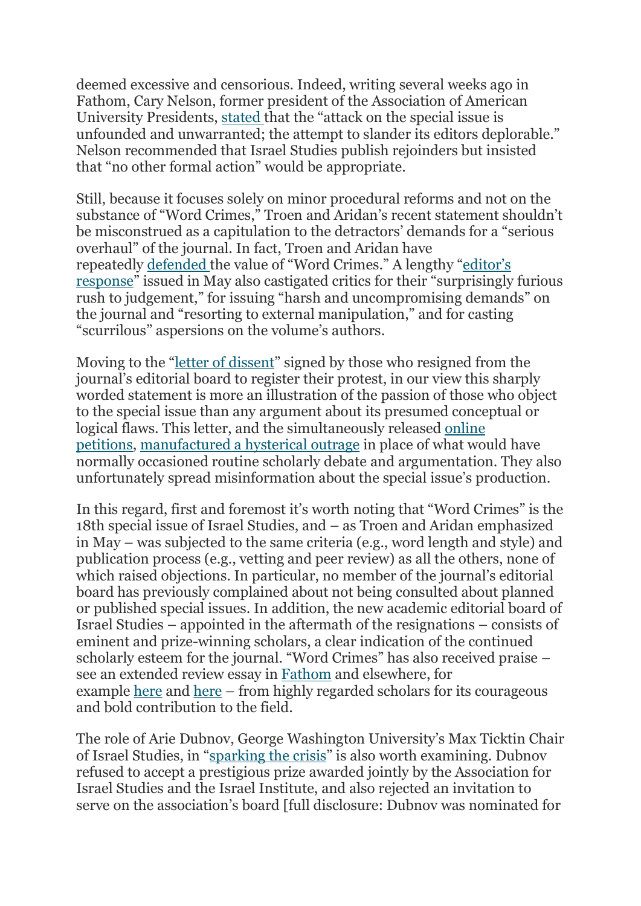deemed excessive and censorious. Indeed, writing several weeks ago in Fathom, Cary Nelson, former president of the Association of American University Presidents, stated that the "attack on the special issue is unfounded and unwarranted; the attempt to slander its editors deplorable." Nelson recommended that Israel Studies publish rejoinders but insisted that "no other formal action" would be appropriate.

Still, because it focuses solely on minor procedural reforms and not on the substance of "Word Crimes," Troen and Aridan's recent statement shouldn't be misconstrued as a capitulation to the detractors' demands for a "serious overhaul" of the journal. In fact, Troen and Aridan have repeatedly defended the value of "Word Crimes." A lengthy "editor's response" issued in May also castigated critics for their "surprisingly furious rush to judgement," for issuing "harsh and uncompromising demands" on the journal and "resorting to external manipulation," and for casting "scurrilous" aspersions on the volume's authors.

Moving to the "letter of dissent" signed by those who resigned from the journal's editorial board to register their protest, in our view this sharply worded statement is more an illustration of the passion of those who object to the special issue than any argument about its presumed conceptual or logical flaws. This letter, and the simultaneously released online petitions, manufactured a hysterical outrage in place of what would have normally occasioned routine scholarly debate and argumentation. They also unfortunately spread misinformation about the special issue's production.

In this regard, first and foremost it's worth noting that "Word Crimes" is the 18th special issue of Israel Studies, and – as Troen and Aridan emphasized in May – was subjected to the same criteria (e.g., word length and style) and publication process (e.g., vetting and peer review) as all the others, none of which raised objections. In particular, no member of the journal's editorial board has previously complained about not being consulted about planned or published special issues. In addition, the new academic editorial board of Israel Studies – appointed in the aftermath of the resignations – consists of eminent and prize-winning scholars, a clear indication of the continued scholarly esteem for the journal. "Word Crimes" has also received praise – see an extended review essay in Fathom and elsewhere, for example here and here – from highly regarded scholars for its courageous and bold contribution to the field.

The role of Arie Dubnov, George Washington University's Max Ticktin Chair of Israel Studies, in "sparking the crisis" is also worth examining. Dubnov refused to accept a prestigious prize awarded jointly by the Association for Israel Studies and the Israel Institute, and also rejected an invitation to serve on the association's board [full disclosure: Dubnov was nominated for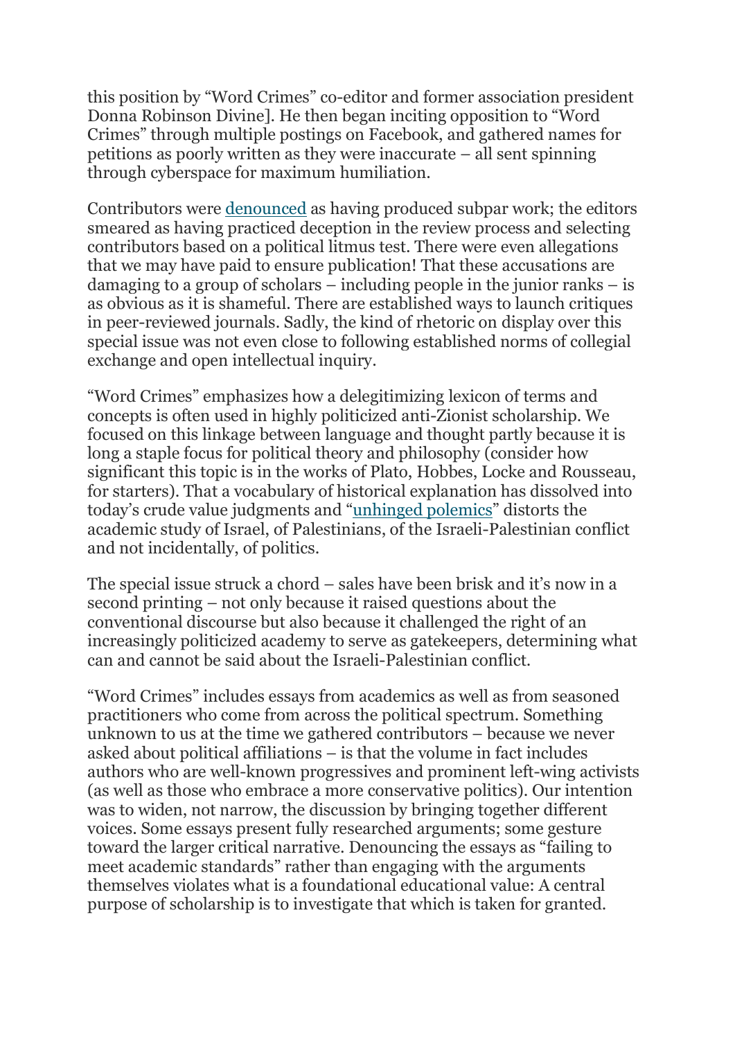this position by "Word Crimes" co-editor and former association president Donna Robinson Divine]. He then began inciting opposition to "Word Crimes" through multiple postings on Facebook, and gathered names for petitions as poorly written as they were inaccurate – all sent spinning through cyberspace for maximum humiliation.

Contributors were denounced as having produced subpar work; the editors smeared as having practiced deception in the review process and selecting contributors based on a political litmus test. There were even allegations that we may have paid to ensure publication! That these accusations are damaging to a group of scholars – including people in the junior ranks – is as obvious as it is shameful. There are established ways to launch critiques in peer-reviewed journals. Sadly, the kind of rhetoric on display over this special issue was not even close to following established norms of collegial exchange and open intellectual inquiry.

"Word Crimes" emphasizes how a delegitimizing lexicon of terms and concepts is often used in highly politicized anti-Zionist scholarship. We focused on this linkage between language and thought partly because it is long a staple focus for political theory and philosophy (consider how significant this topic is in the works of Plato, Hobbes, Locke and Rousseau, for starters). That a vocabulary of historical explanation has dissolved into today's crude value judgments and "unhinged polemics" distorts the academic study of Israel, of Palestinians, of the Israeli-Palestinian conflict and not incidentally, of politics.

The special issue struck a chord – sales have been brisk and it's now in a second printing – not only because it raised questions about the conventional discourse but also because it challenged the right of an increasingly politicized academy to serve as gatekeepers, determining what can and cannot be said about the Israeli-Palestinian conflict.

"Word Crimes" includes essays from academics as well as from seasoned practitioners who come from across the political spectrum. Something unknown to us at the time we gathered contributors – because we never asked about political affiliations – is that the volume in fact includes authors who are well-known progressives and prominent left-wing activists (as well as those who embrace a more conservative politics). Our intention was to widen, not narrow, the discussion by bringing together different voices. Some essays present fully researched arguments; some gesture toward the larger critical narrative. Denouncing the essays as "failing to meet academic standards" rather than engaging with the arguments themselves violates what is a foundational educational value: A central purpose of scholarship is to investigate that which is taken for granted.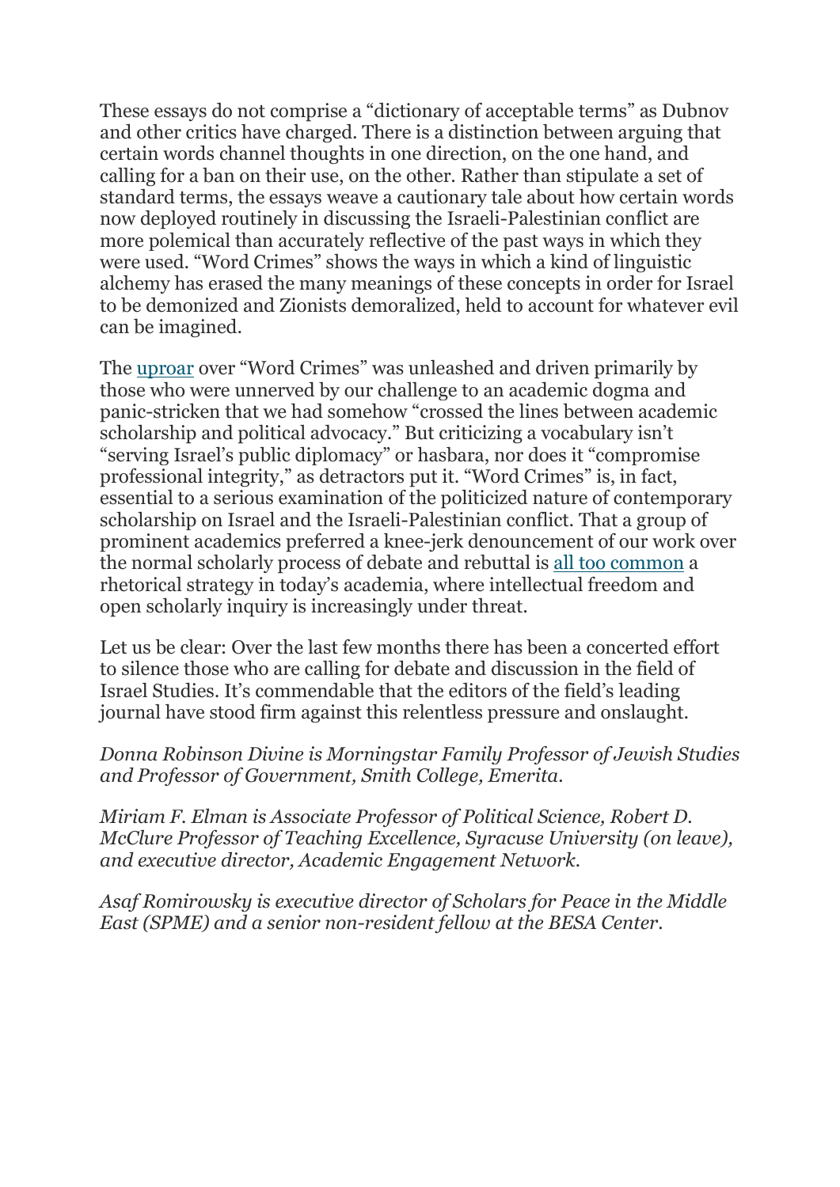These essays do not comprise a "dictionary of acceptable terms" as Dubnov and other critics have charged. There is a distinction between arguing that certain words channel thoughts in one direction, on the one hand, and calling for a ban on their use, on the other. Rather than stipulate a set of standard terms, the essays weave a cautionary tale about how certain words now deployed routinely in discussing the Israeli-Palestinian conflict are more polemical than accurately reflective of the past ways in which they were used. "Word Crimes" shows the ways in which a kind of linguistic alchemy has erased the many meanings of these concepts in order for Israel to be demonized and Zionists demoralized, held to account for whatever evil can be imagined.

The uproar over "Word Crimes" was unleashed and driven primarily by those who were unnerved by our challenge to an academic dogma and panic-stricken that we had somehow "crossed the lines between academic scholarship and political advocacy." But criticizing a vocabulary isn't "serving Israel's public diplomacy" or hasbara, nor does it "compromise professional integrity," as detractors put it. "Word Crimes" is, in fact, essential to a serious examination of the politicized nature of contemporary scholarship on Israel and the Israeli-Palestinian conflict. That a group of prominent academics preferred a knee-jerk denouncement of our work over the normal scholarly process of debate and rebuttal is all too common a rhetorical strategy in today's academia, where intellectual freedom and open scholarly inquiry is increasingly under threat.

Let us be clear: Over the last few months there has been a concerted effort to silence those who are calling for debate and discussion in the field of Israel Studies. It's commendable that the editors of the field's leading journal have stood firm against this relentless pressure and onslaught.

*Donna Robinson Divine is Morningstar Family Professor of Jewish Studies and Professor of Government, Smith College, Emerita.*

*Miriam F. Elman is Associate Professor of Political Science, Robert D. McClure Professor of Teaching Excellence, Syracuse University (on leave), and executive director, Academic Engagement Network.*

*Asaf Romirowsky is executive director of Scholars for Peace in the Middle East (SPME) and a senior non-resident fellow at the BESA Center.*